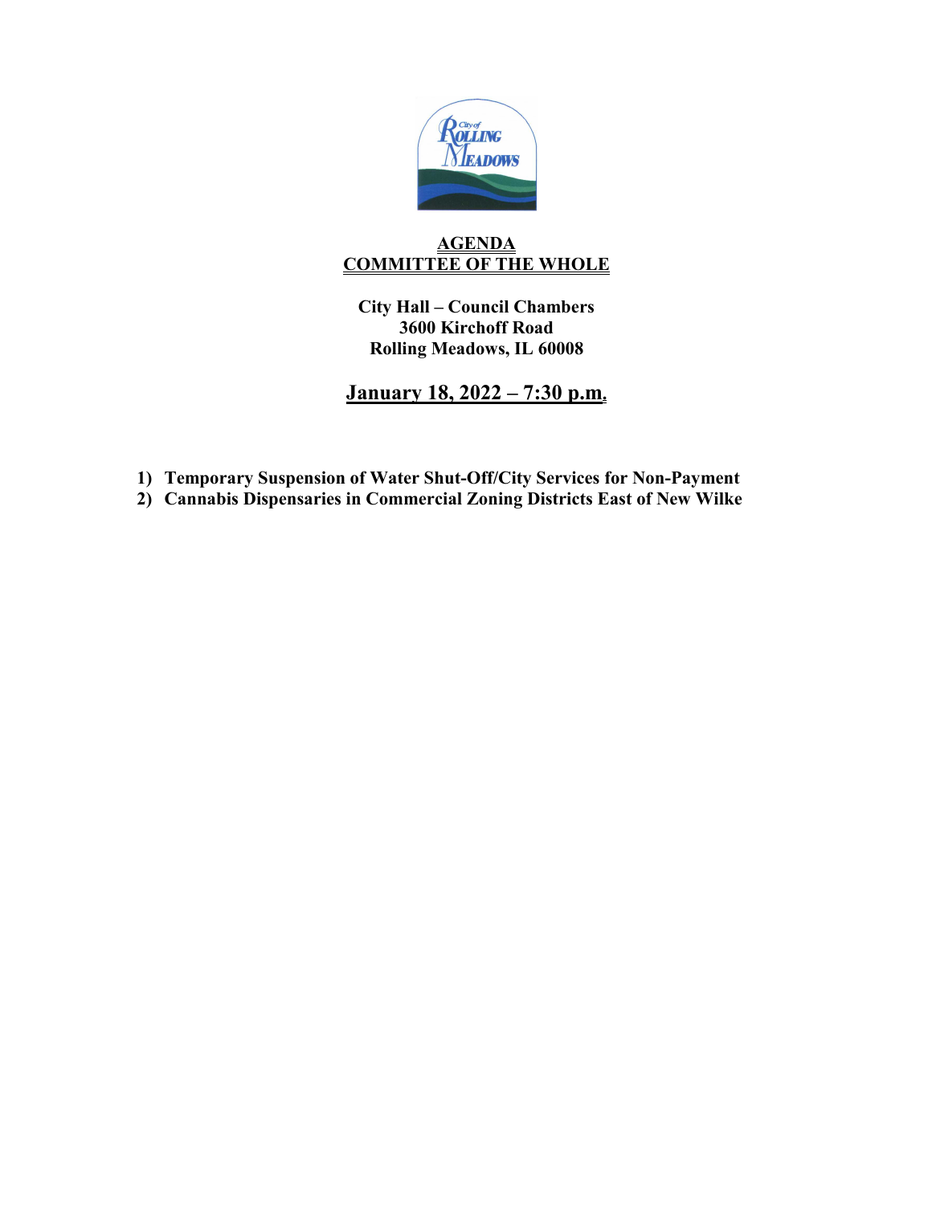# AGENDA
# COMMITTEE OF THE WHOLE

**City Hall – Council Chambers**
**3600 Kirchoff Road**
**Rolling Meadows, IL 60008**

## January 18, 2022 – 7:30 p.m.

1) **Temporary Suspension of Water Shut-Off/City Services for Non-Payment**
2) **Cannabis Dispensaries in Commercial Zoning Districts East of New Wilke**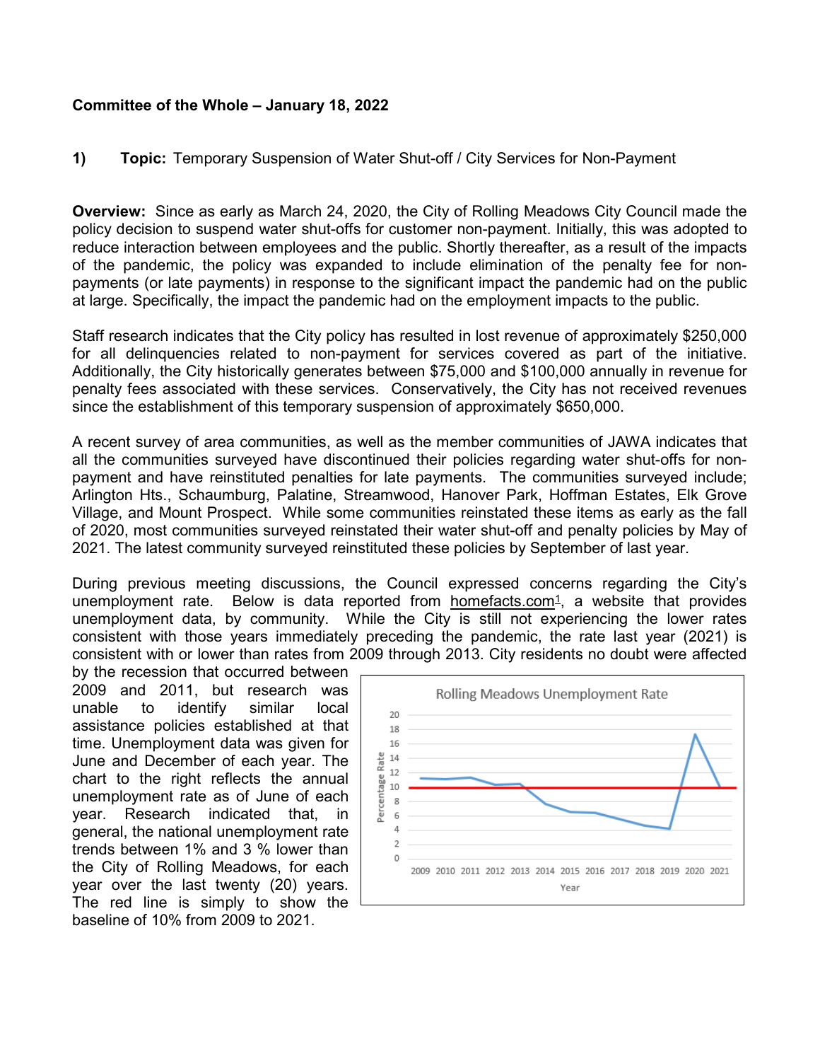**Committee of the Whole – January 18, 2022**

**1) Topic:** Temporary Suspension of Water Shut-off / City Services for Non-Payment

**Overview:** Since as early as March 24, 2020, the City of Rolling Meadows City Council made the policy decision to suspend water shut-offs for customer non-payment. Initially, this was adopted to reduce interaction between employees and the public. Shortly thereafter, as a result of the impacts of the pandemic, the policy was expanded to include elimination of the penalty fee for non-payments (or late payments) in response to the significant impact the pandemic had on the public at large. Specifically, the impact the pandemic had on the employment impacts to the public.

Staff research indicates that the City policy has resulted in lost revenue of approximately $250,000 for all delinquencies related to non-payment for services covered as part of the initiative. Additionally, the City historically generates between $75,000 and $100,000 annually in revenue for penalty fees associated with these services. Conservatively, the City has not received revenues since the establishment of this temporary suspension of approximately $650,000.

A recent survey of area communities, as well as the member communities of JAWA indicates that all the communities surveyed have discontinued their policies regarding water shut-offs for non-payment and have reinstituted penalties for late payments. The communities surveyed include; Arlington Hts., Schaumburg, Palatine, Streamwood, Hanover Park, Hoffman Estates, Elk Grove Village, and Mount Prospect. While some communities reinstated these items as early as the fall of 2020, most communities surveyed reinstated their water shut-off and penalty policies by May of 2021. The latest community surveyed reinstituted these policies by September of last year.

During previous meeting discussions, the Council expressed concerns regarding the City's unemployment rate. Below is data reported from homefacts.com[1], a website that provides unemployment data, by community. While the City is still not experiencing the lower rates consistent with those years immediately preceding the pandemic, the rate last year (2021) is consistent with or lower than rates from 2009 through 2013. City residents no doubt were affected by the recession that occurred between 2009 and 2011, but research was unable to identify similar local assistance policies established at that time. Unemployment data was given for June and December of each year. The chart to the right reflects the annual unemployment rate as of June of each year. Research indicated that, in general, the national unemployment rate trends between 1% and 3 % lower than the City of Rolling Meadows, for each year over the last twenty (20) years. The red line is simply to show the baseline of 10% from 2009 to 2021.

Rolling Meadows Unemployment Rate

(Chart: Percentage Rate by Year, 2009–2021)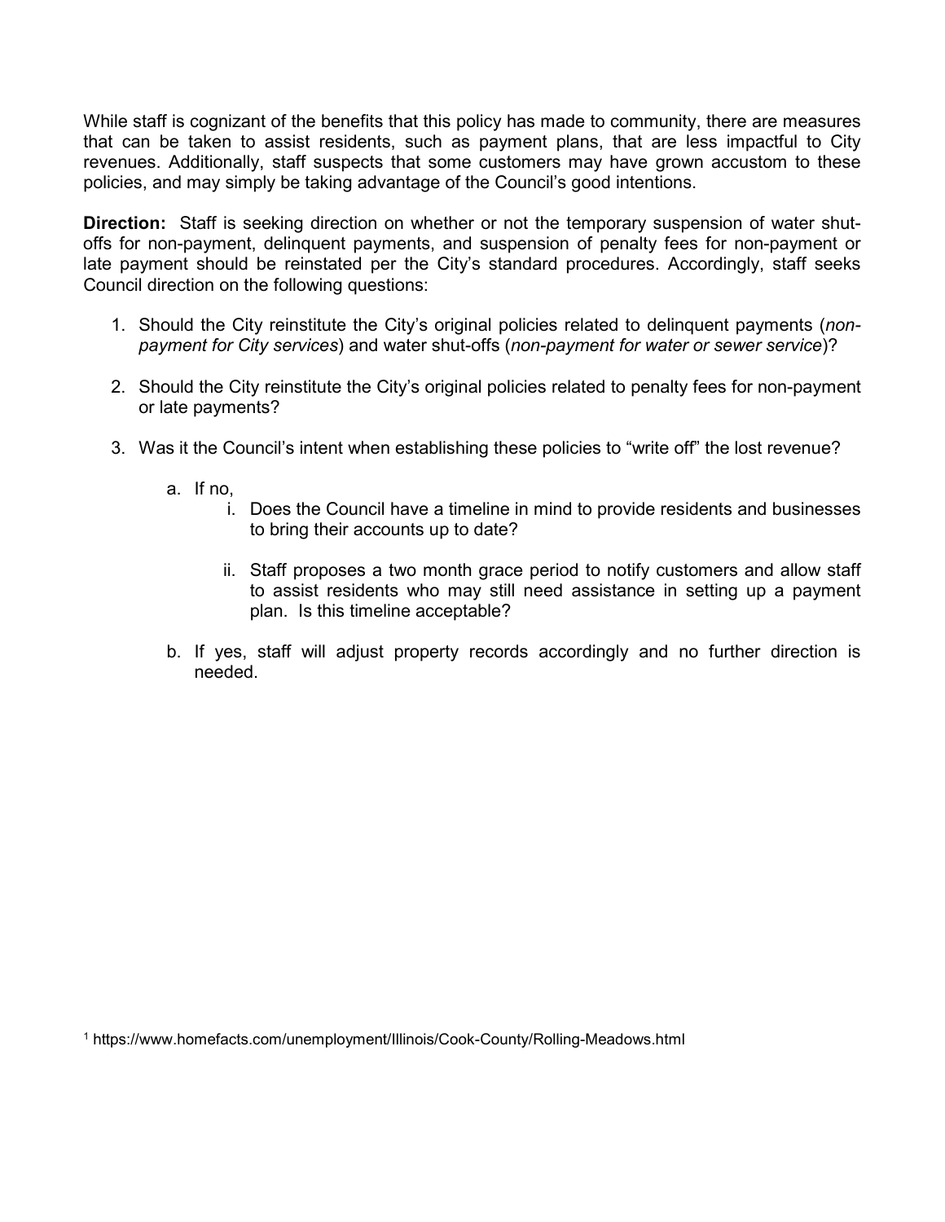While staff is cognizant of the benefits that this policy has made to community, there are measures that can be taken to assist residents, such as payment plans, that are less impactful to City revenues. Additionally, staff suspects that some customers may have grown accustom to these policies, and may simply be taking advantage of the Council's good intentions.

**Direction:** Staff is seeking direction on whether or not the temporary suspension of water shut-offs for non-payment, delinquent payments, and suspension of penalty fees for non-payment or late payment should be reinstated per the City's standard procedures. Accordingly, staff seeks Council direction on the following questions:

1. Should the City reinstitute the City's original policies related to delinquent payments (*non-payment for City services*) and water shut-offs (*non-payment for water or sewer service*)?

2. Should the City reinstitute the City's original policies related to penalty fees for non-payment or late payments?

3. Was it the Council's intent when establishing these policies to "write off" the lost revenue?

    a. If no,

        i. Does the Council have a timeline in mind to provide residents and businesses to bring their accounts up to date?

        ii. Staff proposes a two month grace period to notify customers and allow staff to assist residents who may still need assistance in setting up a payment plan. Is this timeline acceptable?

    b. If yes, staff will adjust property records accordingly and no further direction is needed.

[1] https://www.homefacts.com/unemployment/Illinois/Cook-County/Rolling-Meadows.html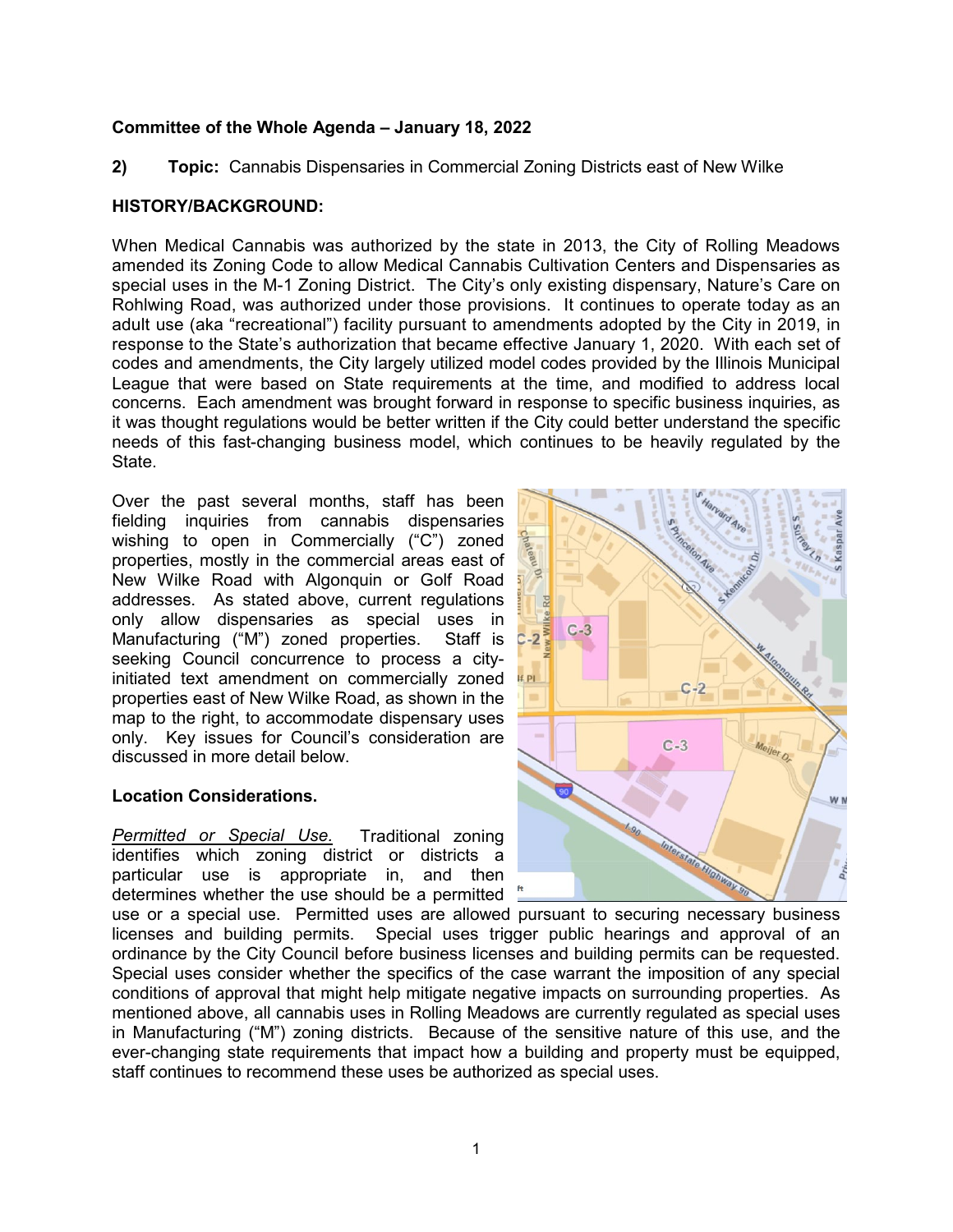**Committee of the Whole Agenda – January 18, 2022**

**2) Topic:** Cannabis Dispensaries in Commercial Zoning Districts east of New Wilke

**HISTORY/BACKGROUND:**

When Medical Cannabis was authorized by the state in 2013, the City of Rolling Meadows amended its Zoning Code to allow Medical Cannabis Cultivation Centers and Dispensaries as special uses in the M-1 Zoning District. The City's only existing dispensary, Nature's Care on Rohlwing Road, was authorized under those provisions. It continues to operate today as an adult use (aka "recreational") facility pursuant to amendments adopted by the City in 2019, in response to the State's authorization that became effective January 1, 2020. With each set of codes and amendments, the City largely utilized model codes provided by the Illinois Municipal League that were based on State requirements at the time, and modified to address local concerns. Each amendment was brought forward in response to specific business inquiries, as it was thought regulations would be better written if the City could better understand the specific needs of this fast-changing business model, which continues to be heavily regulated by the State.

Over the past several months, staff has been fielding inquiries from cannabis dispensaries wishing to open in Commercially ("C") zoned properties, mostly in the commercial areas east of New Wilke Road with Algonquin or Golf Road addresses. As stated above, current regulations only allow dispensaries as special uses in Manufacturing ("M") zoned properties. Staff is seeking Council concurrence to process a city-initiated text amendment on commercially zoned properties east of New Wilke Road, as shown in the map to the right, to accommodate dispensary uses only. Key issues for Council's consideration are discussed in more detail below.

**Location Considerations.**

*Permitted or Special Use.* Traditional zoning identifies which zoning district or districts a particular use is appropriate in, and then determines whether the use should be a permitted use or a special use. Permitted uses are allowed pursuant to securing necessary business licenses and building permits. Special uses trigger public hearings and approval of an ordinance by the City Council before business licenses and building permits can be requested. Special uses consider whether the specifics of the case warrant the imposition of any special conditions of approval that might help mitigate negative impacts on surrounding properties. As mentioned above, all cannabis uses in Rolling Meadows are currently regulated as special uses in Manufacturing ("M") zoning districts. Because of the sensitive nature of this use, and the ever-changing state requirements that impact how a building and property must be equipped, staff continues to recommend these uses be authorized as special uses.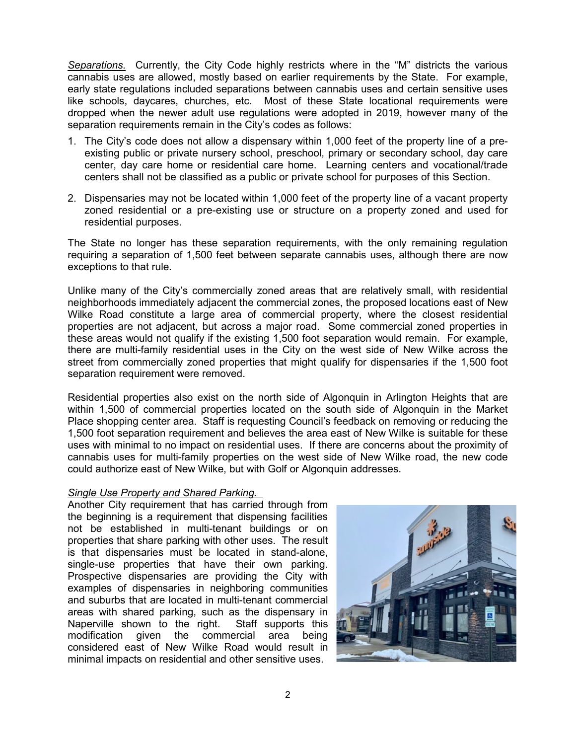*Separations.* Currently, the City Code highly restricts where in the "M" districts the various cannabis uses are allowed, mostly based on earlier requirements by the State. For example, early state regulations included separations between cannabis uses and certain sensitive uses like schools, daycares, churches, etc. Most of these State locational requirements were dropped when the newer adult use regulations were adopted in 2019, however many of the separation requirements remain in the City's codes as follows:

1. The City's code does not allow a dispensary within 1,000 feet of the property line of a pre-existing public or private nursery school, preschool, primary or secondary school, day care center, day care home or residential care home. Learning centers and vocational/trade centers shall not be classified as a public or private school for purposes of this Section.

2. Dispensaries may not be located within 1,000 feet of the property line of a vacant property zoned residential or a pre-existing use or structure on a property zoned and used for residential purposes.

The State no longer has these separation requirements, with the only remaining regulation requiring a separation of 1,500 feet between separate cannabis uses, although there are now exceptions to that rule.

Unlike many of the City's commercially zoned areas that are relatively small, with residential neighborhoods immediately adjacent the commercial zones, the proposed locations east of New Wilke Road constitute a large area of commercial property, where the closest residential properties are not adjacent, but across a major road. Some commercial zoned properties in these areas would not qualify if the existing 1,500 foot separation would remain. For example, there are multi-family residential uses in the City on the west side of New Wilke across the street from commercially zoned properties that might qualify for dispensaries if the 1,500 foot separation requirement were removed.

Residential properties also exist on the north side of Algonquin in Arlington Heights that are within 1,500 of commercial properties located on the south side of Algonquin in the Market Place shopping center area. Staff is requesting Council's feedback on removing or reducing the 1,500 foot separation requirement and believes the area east of New Wilke is suitable for these uses with minimal to no impact on residential uses. If there are concerns about the proximity of cannabis uses for multi-family properties on the west side of New Wilke road, the new code could authorize east of New Wilke, but with Golf or Algonquin addresses.

*Single Use Property and Shared Parking.*

Another City requirement that has carried through from the beginning is a requirement that dispensing facilities not be established in multi-tenant buildings or on properties that share parking with other uses. The result is that dispensaries must be located in stand-alone, single-use properties that have their own parking. Prospective dispensaries are providing the City with examples of dispensaries in neighboring communities and suburbs that are located in multi-tenant commercial areas with shared parking, such as the dispensary in Naperville shown to the right. Staff supports this modification given the commercial area being considered east of New Wilke Road would result in minimal impacts on residential and other sensitive uses.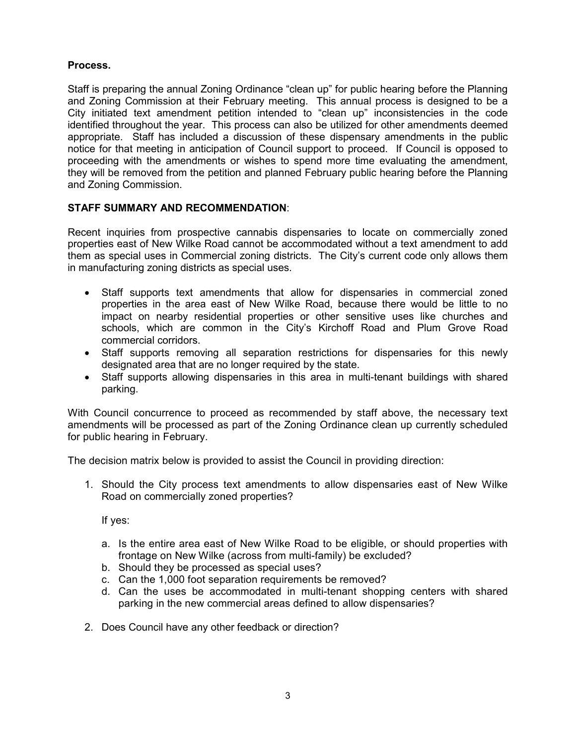**Process.**

Staff is preparing the annual Zoning Ordinance "clean up" for public hearing before the Planning and Zoning Commission at their February meeting. This annual process is designed to be a City initiated text amendment petition intended to "clean up" inconsistencies in the code identified throughout the year. This process can also be utilized for other amendments deemed appropriate. Staff has included a discussion of these dispensary amendments in the public notice for that meeting in anticipation of Council support to proceed. If Council is opposed to proceeding with the amendments or wishes to spend more time evaluating the amendment, they will be removed from the petition and planned February public hearing before the Planning and Zoning Commission.

**STAFF SUMMARY AND RECOMMENDATION**:

Recent inquiries from prospective cannabis dispensaries to locate on commercially zoned properties east of New Wilke Road cannot be accommodated without a text amendment to add them as special uses in Commercial zoning districts. The City's current code only allows them in manufacturing zoning districts as special uses.

- Staff supports text amendments that allow for dispensaries in commercial zoned properties in the area east of New Wilke Road, because there would be little to no impact on nearby residential properties or other sensitive uses like churches and schools, which are common in the City's Kirchoff Road and Plum Grove Road commercial corridors.
- Staff supports removing all separation restrictions for dispensaries for this newly designated area that are no longer required by the state.
- Staff supports allowing dispensaries in this area in multi-tenant buildings with shared parking.

With Council concurrence to proceed as recommended by staff above, the necessary text amendments will be processed as part of the Zoning Ordinance clean up currently scheduled for public hearing in February.

The decision matrix below is provided to assist the Council in providing direction:

1. Should the City process text amendments to allow dispensaries east of New Wilke Road on commercially zoned properties?

   If yes:

   a. Is the entire area east of New Wilke Road to be eligible, or should properties with frontage on New Wilke (across from multi-family) be excluded?
   b. Should they be processed as special uses?
   c. Can the 1,000 foot separation requirements be removed?
   d. Can the uses be accommodated in multi-tenant shopping centers with shared parking in the new commercial areas defined to allow dispensaries?

2. Does Council have any other feedback or direction?